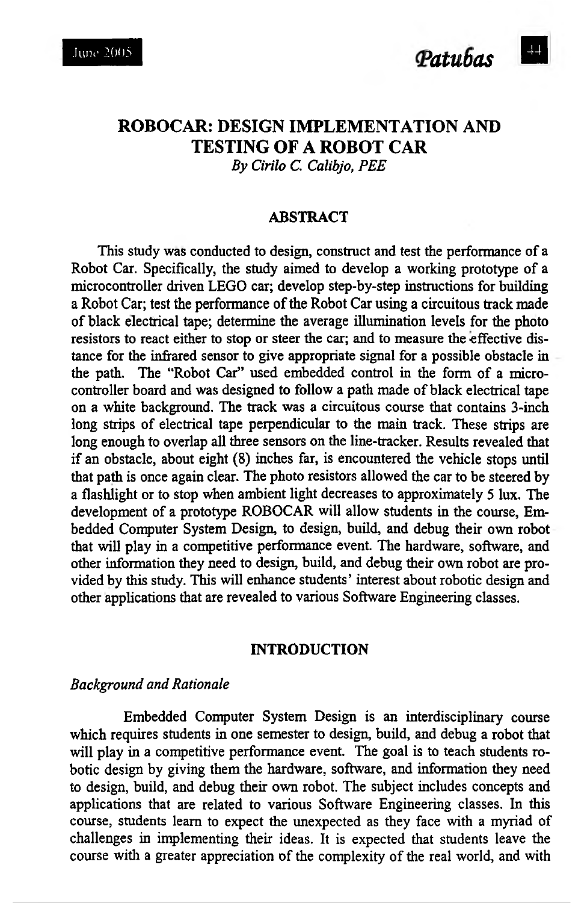# ROBOCAR: DESIGN IMPLEMENTATION AND TESTING OF A ROBOT CAR

*By Cirilo C. Calibjo, PEE*

## ABSTRACT

This study was conducted to design, construct and test the performance of a Robot Car. Specifically, the study aimed to develop a working prototype of a microcontroller driven LEGO car; develop step-by-step instructions for building a Robot Car; test the performance of the Robot Car using a circuitous track made of black electrical tape; determine the average illumination levels for the photo resistors to react either to stop or steer the car; and to measure the effective distance for the infrared sensor to give appropriate signal for a possible obstacle in the path. The "Robot Car" used embedded control in the form of a microcontroller board and was designed to follow a path made of black electrical tape on a white background. The track was a circuitous course that contains 3-inch long strips of electrical tape perpendicular to the main track. These strips are long enough to overlap all three sensors on the line-tracker. Results revealed that if an obstacle, about eight (8) inches far, is encountered the vehicle stops until that path is once again clear. The photo resistors allowed the car to be steered by a flashlight or to stop when ambient light decreases to approximately 5 lux. The development of a prototype ROBOCAR will allow students in the course, Embedded Computer System Design, to design, build, and debug their own robot that will play in a competitive performance event. The hardware, software, and other information they need to design, build, and debug their own robot are provided by this study. This will enhance students' interest about robotic design and other applications that are revealed to various Software Engineering classes.

## INTRODUCTION

### *Background and Rationale*

Embedded Computer System Design is an interdisciplinary course which requires students in one semester to design, build, and debug a robot that will play in a competitive performance event. The goal is to teach students robotic design by giving them the hardware, software, and information they need to design, build, and debug their own robot. The subject includes concepts and applications that are related to various Software Engineering classes. In this course, students learn to expect the unexpected as they face with a myriad of challenges in implementing their ideas. It is expected that students leave the course with a greater appreciation of the complexity of the real world, and with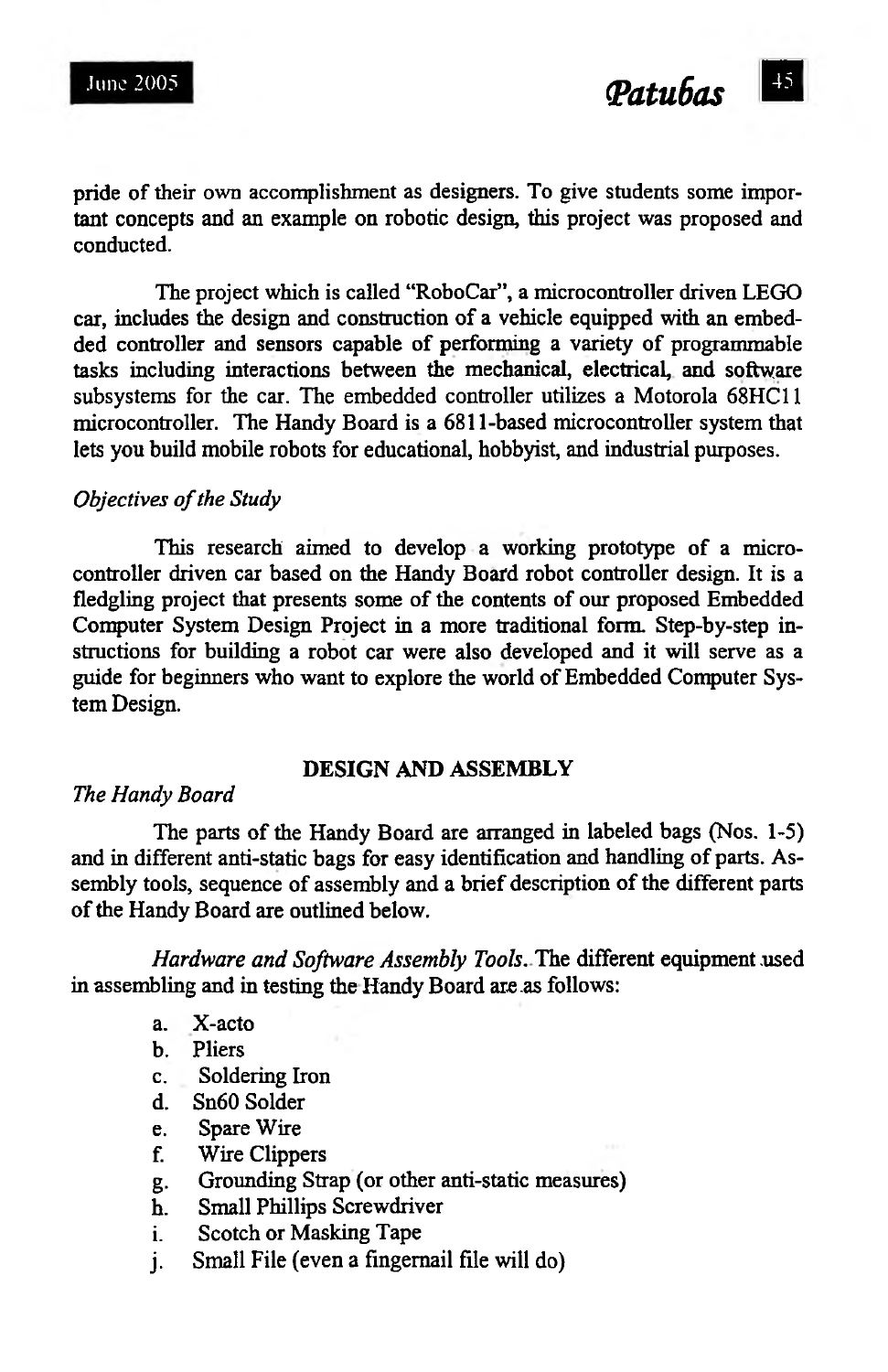pride of their own accomplishment as designers. To give students some important concepts and an example on robotic design, this project was proposed and conducted.

The project which is called "RoboCar", a microcontroller driven LEGO car, includes the design and construction of a vehicle equipped with an embedded controller and sensors capable of performing a variety of programmable tasks including interactions between the mechanical, electrical, and software subsystems for the car. The embedded controller utilizes a Motorola 68HC11 microcontroller. The Handy Board is a 6811-based microcontroller system that lets you build mobile robots for educational, hobbyist, and industrial purposes.

*Objectives of the Study*

This research aimed to develop a working prototype of a microcontroller driven car based on the Handy Board robot controller design. It is a fledgling project that presents some of the contents of our proposed Embedded Computer System Design Project in a more traditional form. Step-by-step instructions for building a robot car were also developed and it will serve as a guide for beginners who want to explore the world of Embedded Computer System Design.

## DESIGN AND ASSEMBLY

*The Handy Board*

The parts of the Handy Board are arranged in labeled bags (Nos. 1-5) and in different anti-static bags for easy identification and handling of parts. Assembly tools, sequence of assembly and a brief description of the different parts of the Handy Board are outlined below.

*Hardware and Software Assembly Tools*. The different equipment used in assembling and in testing the Handy Board are as follows:

a. X-acto
b. Pliers
c. Soldering Iron
d. Sn60 Solder
e. Spare Wire
f. Wire Clippers
g. Grounding Strap (or other anti-static measures)
h. Small Phillips Screwdriver
i. Scotch or Masking Tape
j. Small File (even a fingernail file will do)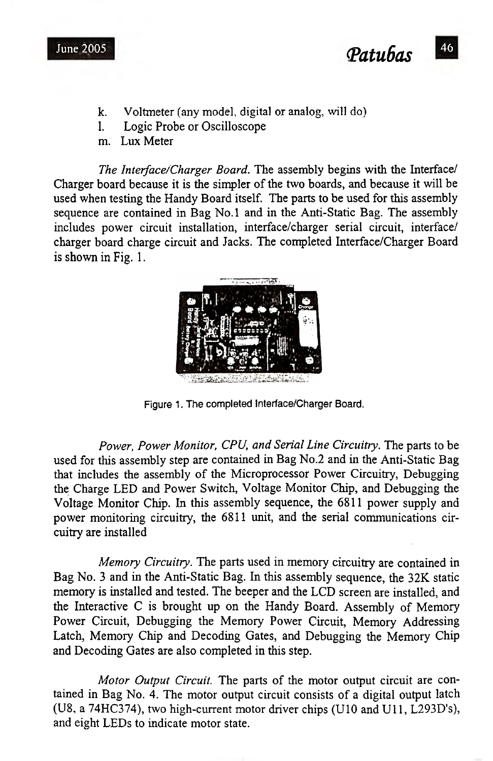k. Voltmeter (any model, digital or analog, will do)
l. Logic Probe or Oscilloscope
m. Lux Meter

*The Interface/Charger Board.* The assembly begins with the Interface/Charger board because it is the simpler of the two boards, and because it will be used when testing the Handy Board itself. The parts to be used for this assembly sequence are contained in Bag No.1 and in the Anti-Static Bag. The assembly includes power circuit installation, interface/charger serial circuit, interface/charger board charge circuit and Jacks. The completed Interface/Charger Board is shown in Fig. 1.

Figure 1. The completed Interface/Charger Board.

*Power, Power Monitor, CPU, and Serial Line Circuitry.* The parts to be used for this assembly step are contained in Bag No.2 and in the Anti-Static Bag that includes the assembly of the Microprocessor Power Circuitry, Debugging the Charge LED and Power Switch, Voltage Monitor Chip, and Debugging the Voltage Monitor Chip. In this assembly sequence, the 6811 power supply and power monitoring circuitry, the 6811 unit, and the serial communications circuitry are installed

*Memory Circuitry.* The parts used in memory circuitry are contained in Bag No. 3 and in the Anti-Static Bag. In this assembly sequence, the 32K static memory is installed and tested. The beeper and the LCD screen are installed, and the Interactive C is brought up on the Handy Board. Assembly of Memory Power Circuit, Debugging the Memory Power Circuit, Memory Addressing Latch, Memory Chip and Decoding Gates, and Debugging the Memory Chip and Decoding Gates are also completed in this step.

*Motor Output Circuit.* The parts of the motor output circuit are contained in Bag No. 4. The motor output circuit consists of a digital output latch (U8, a 74HC374), two high-current motor driver chips (U10 and U11, L293D's), and eight LEDs to indicate motor state.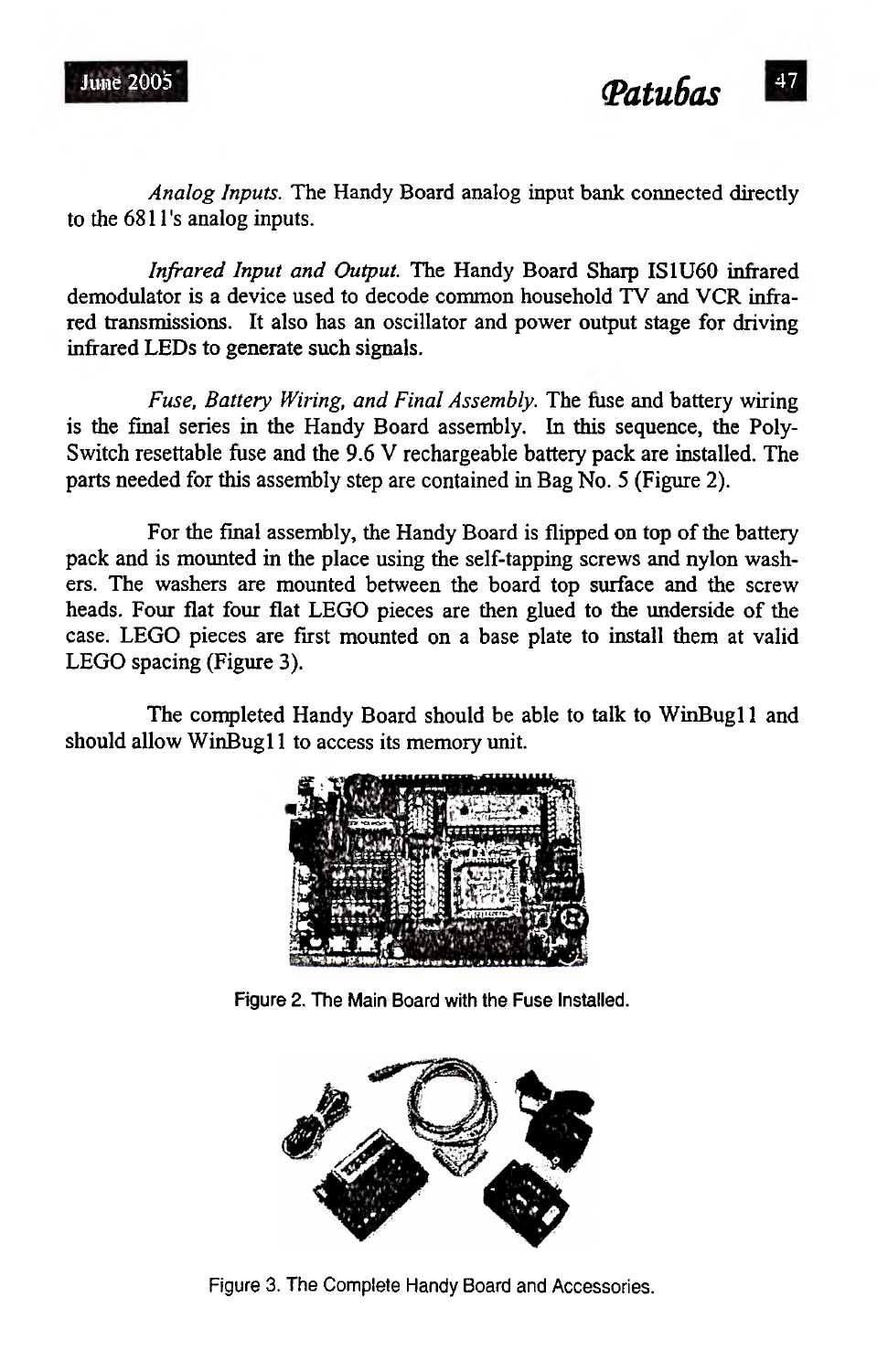*Analog Inputs.* The Handy Board analog input bank connected directly to the 6811's analog inputs.

*Infrared Input and Output.* The Handy Board Sharp IS1U60 infrared demodulator is a device used to decode common household TV and VCR infrared transmissions. It also has an oscillator and power output stage for driving infrared LEDs to generate such signals.

*Fuse, Battery Wiring, and Final Assembly.* The fuse and battery wiring is the final series in the Handy Board assembly. In this sequence, the PolySwitch resettable fuse and the 9.6 V rechargeable battery pack are installed. The parts needed for this assembly step are contained in Bag No. 5 (Figure 2).

For the final assembly, the Handy Board is flipped on top of the battery pack and is mounted in the place using the self-tapping screws and nylon washers. The washers are mounted between the board top surface and the screw heads. Four flat four flat LEGO pieces are then glued to the underside of the case. LEGO pieces are first mounted on a base plate to install them at valid LEGO spacing (Figure 3).

The completed Handy Board should be able to talk to WinBug11 and should allow WinBug11 to access its memory unit.

Figure 2. The Main Board with the Fuse Installed.

Figure 3. The Complete Handy Board and Accessories.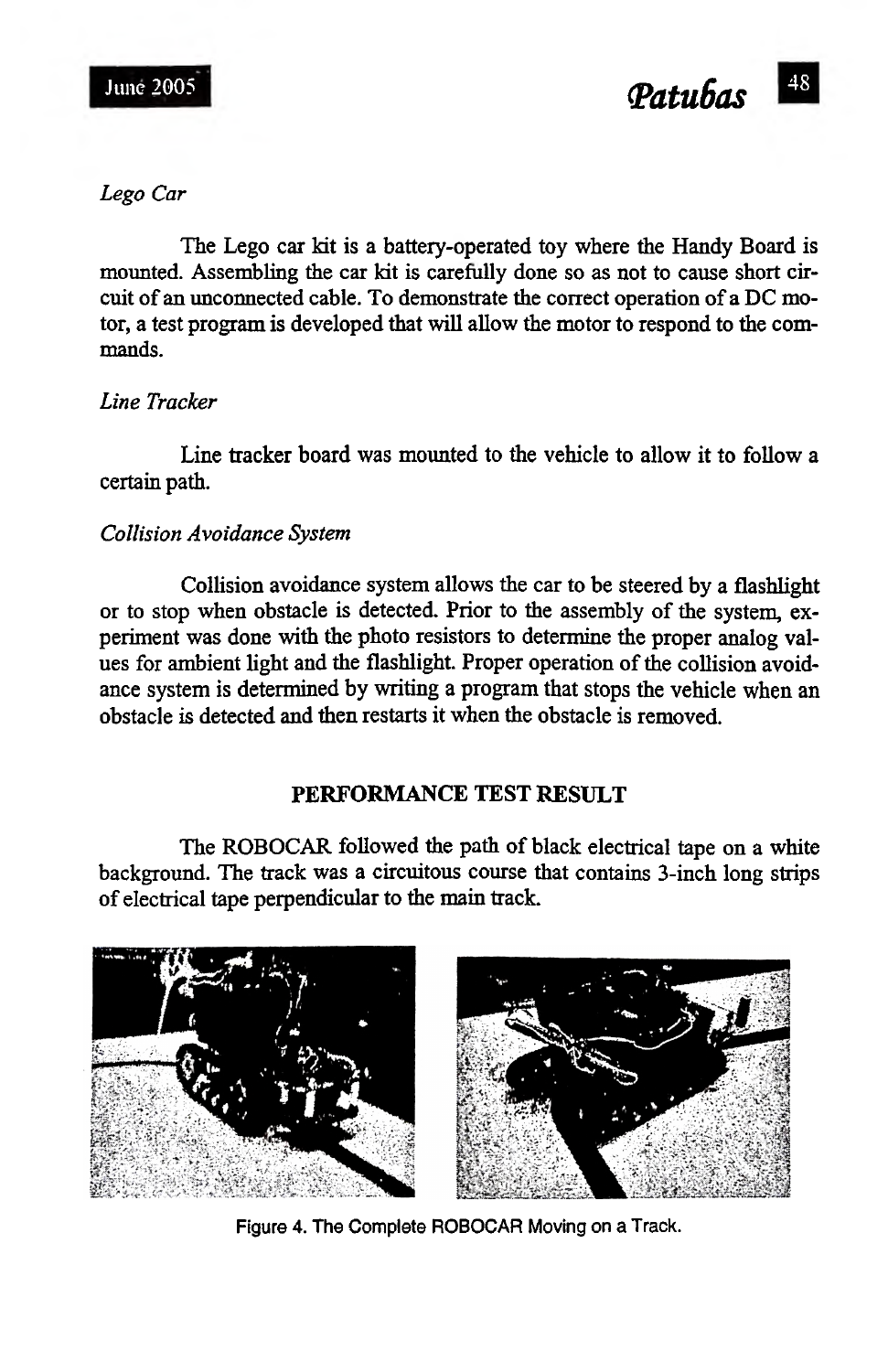*Lego Car*

The Lego car kit is a battery-operated toy where the Handy Board is mounted. Assembling the car kit is carefully done so as not to cause short circuit of an unconnected cable. To demonstrate the correct operation of a DC motor, a test program is developed that will allow the motor to respond to the commands.

*Line Tracker*

Line tracker board was mounted to the vehicle to allow it to follow a certain path.

*Collision Avoidance System*

Collision avoidance system allows the car to be steered by a flashlight or to stop when obstacle is detected. Prior to the assembly of the system, experiment was done with the photo resistors to determine the proper analog values for ambient light and the flashlight. Proper operation of the collision avoidance system is determined by writing a program that stops the vehicle when an obstacle is detected and then restarts it when the obstacle is removed.

## PERFORMANCE TEST RESULT

The ROBOCAR followed the path of black electrical tape on a white background. The track was a circuitous course that contains 3-inch long strips of electrical tape perpendicular to the main track.

Figure 4. The Complete ROBOCAR Moving on a Track.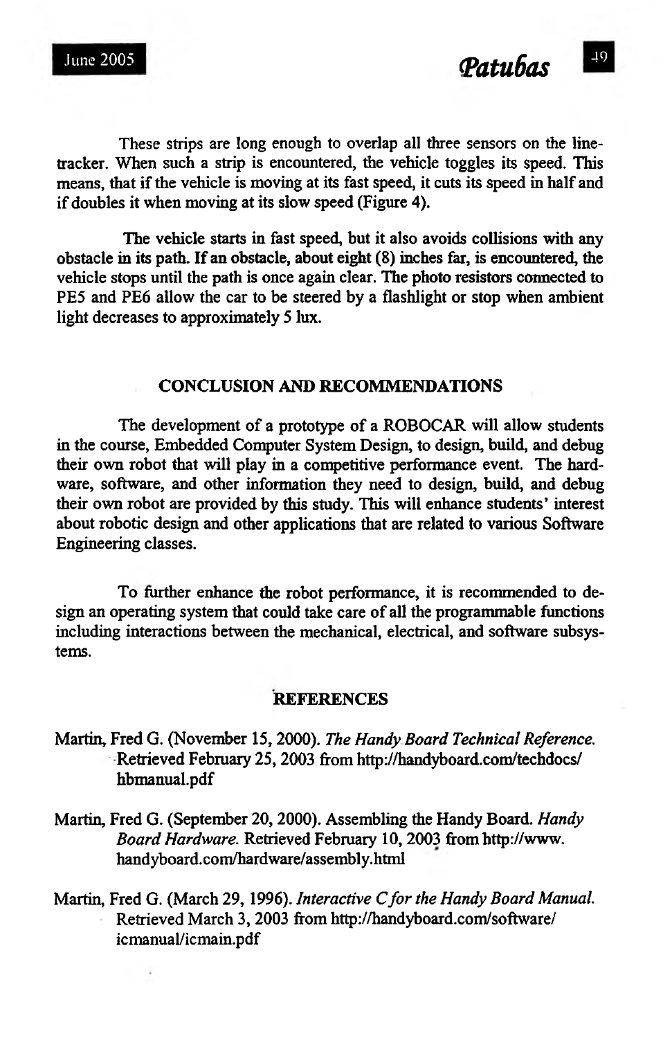These strips are long enough to overlap all three sensors on the line-tracker. When such a strip is encountered, the vehicle toggles its speed. This means, that if the vehicle is moving at its fast speed, it cuts its speed in half and if doubles it when moving at its slow speed (Figure 4).

The vehicle starts in fast speed, but it also avoids collisions with any obstacle in its path. If an obstacle, about eight (8) inches far, is encountered, the vehicle stops until the path is once again clear. The photo resistors connected to PE5 and PE6 allow the car to be steered by a flashlight or stop when ambient light decreases to approximately 5 lux.

## CONCLUSION AND RECOMMENDATIONS

The development of a prototype of a ROBOCAR will allow students in the course, Embedded Computer System Design, to design, build, and debug their own robot that will play in a competitive performance event. The hardware, software, and other information they need to design, build, and debug their own robot are provided by this study. This will enhance students' interest about robotic design and other applications that are related to various Software Engineering classes.

To further enhance the robot performance, it is recommended to design an operating system that could take care of all the programmable functions including interactions between the mechanical, electrical, and software subsystems.

## REFERENCES

Martin, Fred G. (November 15, 2000). *The Handy Board Technical Reference.* Retrieved February 25, 2003 from http://handyboard.com/techdocs/hbmanual.pdf

Martin, Fred G. (September 20, 2000). Assembling the Handy Board. *Handy Board Hardware.* Retrieved February 10, 2003 from http://www.handyboard.com/hardware/assembly.html

Martin, Fred G. (March 29, 1996). *Interactive C for the Handy Board Manual.* Retrieved March 3, 2003 from http://handyboard.com/software/icmanual/icmain.pdf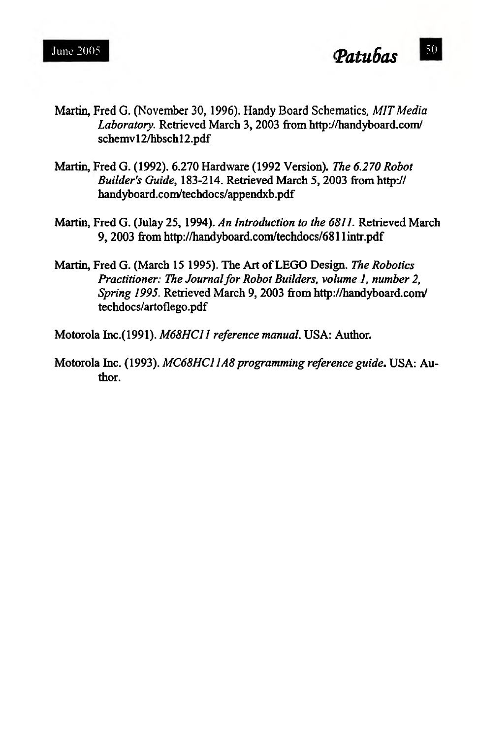Martin, Fred G. (November 30, 1996). Handy Board Schematics, *MIT Media Laboratory.* Retrieved March 3, 2003 from http://handyboard.com/schemv12/hbsch12.pdf

Martin, Fred G. (1992). 6.270 Hardware (1992 Version). *The 6.270 Robot Builder's Guide*, 183-214. Retrieved March 5, 2003 from http://handyboard.com/techdocs/appendxb.pdf

Martin, Fred G. (Julay 25, 1994). *An Introduction to the 6811.* Retrieved March 9, 2003 from http://handyboard.com/techdocs/6811intr.pdf

Martin, Fred G. (March 15 1995). The Art of LEGO Design. *The Robotics Practitioner: The Journal for Robot Builders, volume 1, number 2, Spring 1995.* Retrieved March 9, 2003 from http://handyboard.com/techdocs/artoflego.pdf

Motorola Inc.(1991). *M68HC11 reference manual.* USA: Author.

Motorola Inc. (1993). *MC68HC11A8 programming reference guide***.** USA: Author.